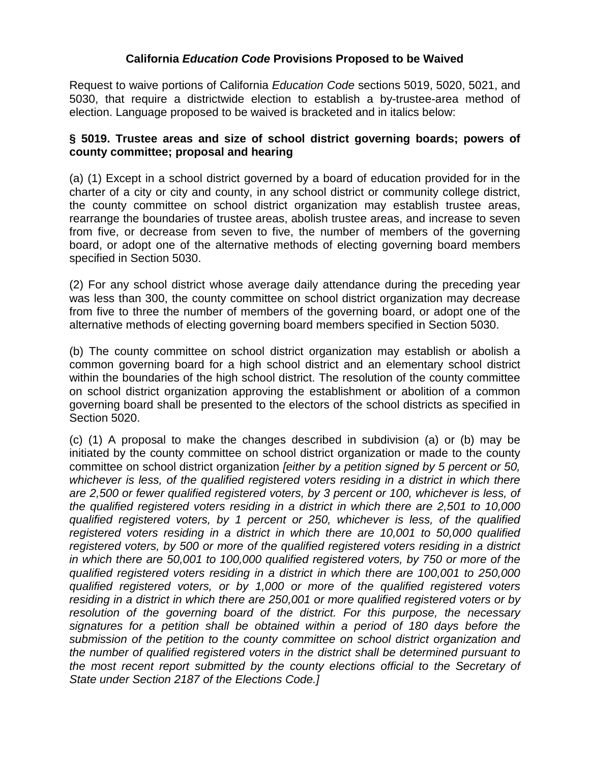# California *Education Code* Provisions Proposed to be Waived

Request to waive portions of California *Education Code* sections 5019, 5020, 5021, and 5030, that require a districtwide election to establish a by-trustee-area method of election. Language proposed to be waived is bracketed and in italics below:

### § 5019. Trustee areas and size of school district governing boards; powers of county committee; proposal and hearing

(a) (1) Except in a school district governed by a board of education provided for in the charter of a city or city and county, in any school district or community college district, the county committee on school district organization may establish trustee areas, rearrange the boundaries of trustee areas, abolish trustee areas, and increase to seven from five, or decrease from seven to five, the number of members of the governing board, or adopt one of the alternative methods of electing governing board members specified in Section 5030.

(2) For any school district whose average daily attendance during the preceding year was less than 300, the county committee on school district organization may decrease from five to three the number of members of the governing board, or adopt one of the alternative methods of electing governing board members specified in Section 5030.

(b) The county committee on school district organization may establish or abolish a common governing board for a high school district and an elementary school district within the boundaries of the high school district. The resolution of the county committee on school district organization approving the establishment or abolition of a common governing board shall be presented to the electors of the school districts as specified in Section 5020.

(c) (1) A proposal to make the changes described in subdivision (a) or (b) may be initiated by the county committee on school district organization or made to the county committee on school district organization *[either by a petition signed by 5 percent or 50, whichever is less, of the qualified registered voters residing in a district in which there are 2,500 or fewer qualified registered voters, by 3 percent or 100, whichever is less, of the qualified registered voters residing in a district in which there are 2,501 to 10,000 qualified registered voters, by 1 percent or 250, whichever is less, of the qualified registered voters residing in a district in which there are 10,001 to 50,000 qualified registered voters, by 500 or more of the qualified registered voters residing in a district in which there are 50,001 to 100,000 qualified registered voters, by 750 or more of the qualified registered voters residing in a district in which there are 100,001 to 250,000 qualified registered voters, or by 1,000 or more of the qualified registered voters residing in a district in which there are 250,001 or more qualified registered voters or by resolution of the governing board of the district. For this purpose, the necessary signatures for a petition shall be obtained within a period of 180 days before the submission of the petition to the county committee on school district organization and the number of qualified registered voters in the district shall be determined pursuant to the most recent report submitted by the county elections official to the Secretary of State under Section 2187 of the Elections Code.]*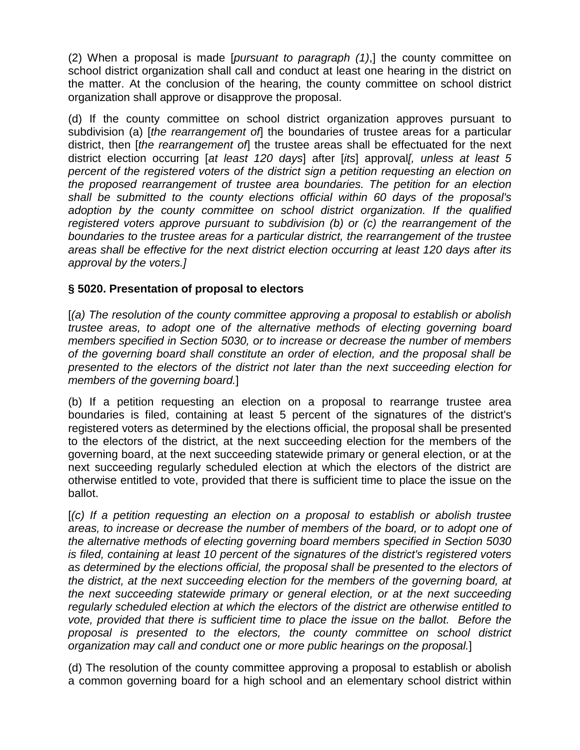(2) When a proposal is made [*pursuant to paragraph (1)*,] the county committee on school district organization shall call and conduct at least one hearing in the district on the matter. At the conclusion of the hearing, the county committee on school district organization shall approve or disapprove the proposal.

(d) If the county committee on school district organization approves pursuant to subdivision (a) [*the rearrangement of*] the boundaries of trustee areas for a particular district, then [*the rearrangement of*] the trustee areas shall be effectuated for the next district election occurring [*at least 120 days*] after [*its*] approval*[, unless at least 5 percent of the registered voters of the district sign a petition requesting an election on the proposed rearrangement of trustee area boundaries. The petition for an election shall be submitted to the county elections official within 60 days of the proposal's adoption by the county committee on school district organization. If the qualified registered voters approve pursuant to subdivision (b) or (c) the rearrangement of the boundaries to the trustee areas for a particular district, the rearrangement of the trustee areas shall be effective for the next district election occurring at least 120 days after its approval by the voters.]*

**§ 5020. Presentation of proposal to electors**

[*(a) The resolution of the county committee approving a proposal to establish or abolish trustee areas, to adopt one of the alternative methods of electing governing board members specified in Section 5030, or to increase or decrease the number of members of the governing board shall constitute an order of election, and the proposal shall be presented to the electors of the district not later than the next succeeding election for members of the governing board.*]

(b) If a petition requesting an election on a proposal to rearrange trustee area boundaries is filed, containing at least 5 percent of the signatures of the district's registered voters as determined by the elections official, the proposal shall be presented to the electors of the district, at the next succeeding election for the members of the governing board, at the next succeeding statewide primary or general election, or at the next succeeding regularly scheduled election at which the electors of the district are otherwise entitled to vote, provided that there is sufficient time to place the issue on the ballot.

[*(c) If a petition requesting an election on a proposal to establish or abolish trustee areas, to increase or decrease the number of members of the board, or to adopt one of the alternative methods of electing governing board members specified in Section 5030 is filed, containing at least 10 percent of the signatures of the district's registered voters as determined by the elections official, the proposal shall be presented to the electors of the district, at the next succeeding election for the members of the governing board, at the next succeeding statewide primary or general election, or at the next succeeding regularly scheduled election at which the electors of the district are otherwise entitled to vote, provided that there is sufficient time to place the issue on the ballot. Before the proposal is presented to the electors, the county committee on school district organization may call and conduct one or more public hearings on the proposal.*]

(d) The resolution of the county committee approving a proposal to establish or abolish a common governing board for a high school and an elementary school district within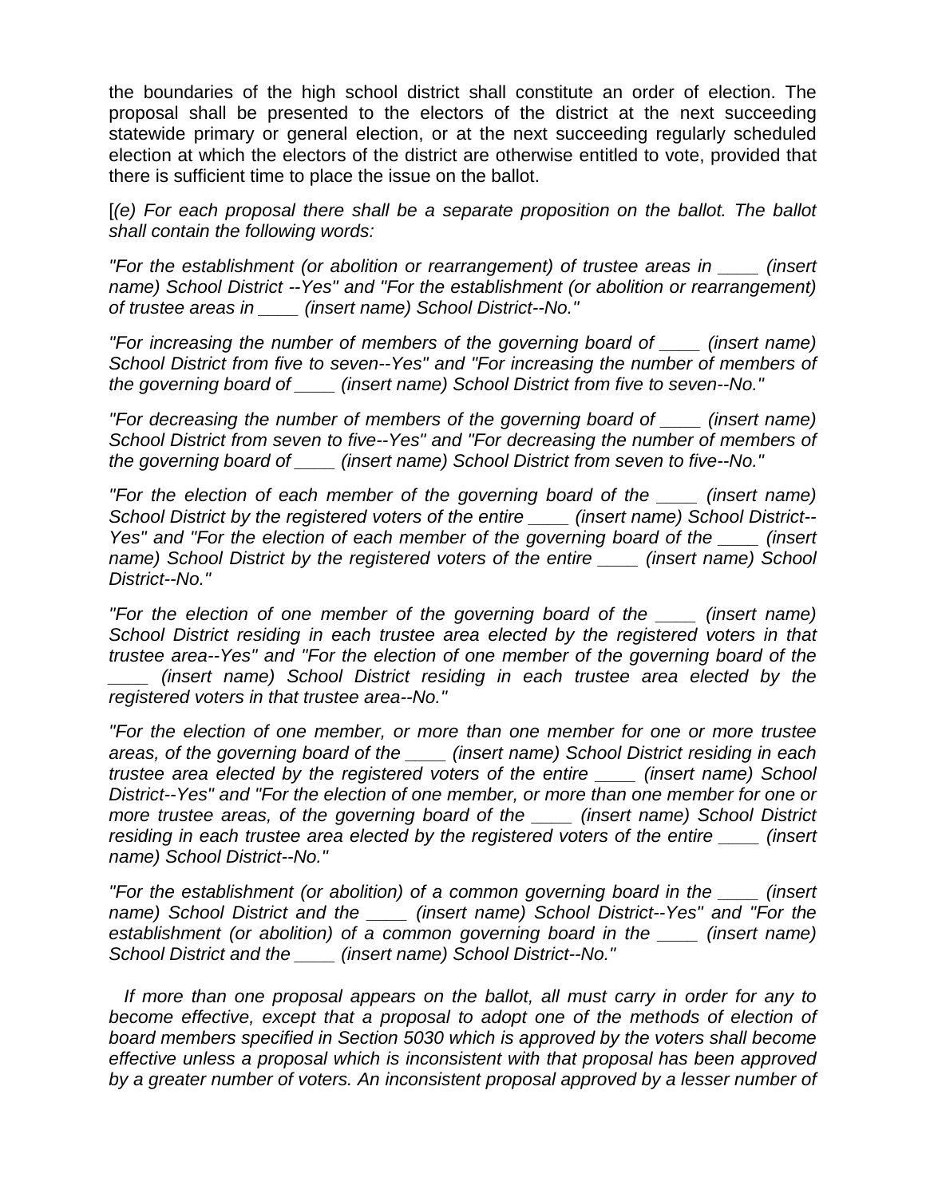the boundaries of the high school district shall constitute an order of election. The proposal shall be presented to the electors of the district at the next succeeding statewide primary or general election, or at the next succeeding regularly scheduled election at which the electors of the district are otherwise entitled to vote, provided that there is sufficient time to place the issue on the ballot.

[*(e) For each proposal there shall be a separate proposition on the ballot. The ballot shall contain the following words:*

*"For the establishment (or abolition or rearrangement) of trustee areas in ____ (insert name) School District --Yes" and "For the establishment (or abolition or rearrangement) of trustee areas in ____ (insert name) School District--No."*

*"For increasing the number of members of the governing board of ____ (insert name) School District from five to seven--Yes" and "For increasing the number of members of the governing board of ____ (insert name) School District from five to seven--No."*

*"For decreasing the number of members of the governing board of ____ (insert name) School District from seven to five--Yes" and "For decreasing the number of members of the governing board of ____ (insert name) School District from seven to five--No."*

*"For the election of each member of the governing board of the ____ (insert name) School District by the registered voters of the entire ____ (insert name) School District--Yes" and "For the election of each member of the governing board of the ____ (insert name) School District by the registered voters of the entire ____ (insert name) School District--No."*

*"For the election of one member of the governing board of the ____ (insert name) School District residing in each trustee area elected by the registered voters in that trustee area--Yes" and "For the election of one member of the governing board of the ____ (insert name) School District residing in each trustee area elected by the registered voters in that trustee area--No."*

*"For the election of one member, or more than one member for one or more trustee areas, of the governing board of the ____ (insert name) School District residing in each trustee area elected by the registered voters of the entire ____ (insert name) School District--Yes" and "For the election of one member, or more than one member for one or more trustee areas, of the governing board of the ____ (insert name) School District residing in each trustee area elected by the registered voters of the entire ____ (insert name) School District--No."*

*"For the establishment (or abolition) of a common governing board in the ____ (insert name) School District and the ____ (insert name) School District--Yes" and "For the establishment (or abolition) of a common governing board in the ____ (insert name) School District and the ____ (insert name) School District--No."*

*If more than one proposal appears on the ballot, all must carry in order for any to become effective, except that a proposal to adopt one of the methods of election of board members specified in Section 5030 which is approved by the voters shall become effective unless a proposal which is inconsistent with that proposal has been approved by a greater number of voters. An inconsistent proposal approved by a lesser number of*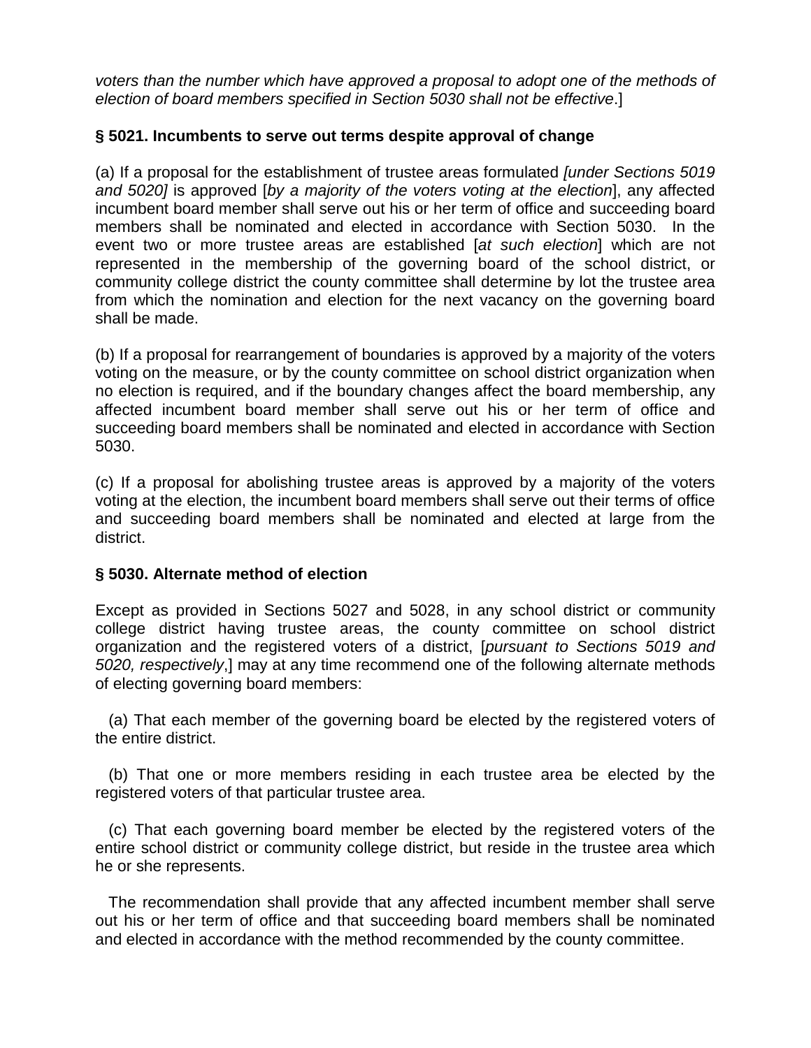*voters than the number which have approved a proposal to adopt one of the methods of election of board members specified in Section 5030 shall not be effective*.]

**§ 5021. Incumbents to serve out terms despite approval of change**

(a) If a proposal for the establishment of trustee areas formulated *[under Sections 5019 and 5020]* is approved [*by a majority of the voters voting at the election*], any affected incumbent board member shall serve out his or her term of office and succeeding board members shall be nominated and elected in accordance with Section 5030. In the event two or more trustee areas are established [*at such election*] which are not represented in the membership of the governing board of the school district, or community college district the county committee shall determine by lot the trustee area from which the nomination and election for the next vacancy on the governing board shall be made.

(b) If a proposal for rearrangement of boundaries is approved by a majority of the voters voting on the measure, or by the county committee on school district organization when no election is required, and if the boundary changes affect the board membership, any affected incumbent board member shall serve out his or her term of office and succeeding board members shall be nominated and elected in accordance with Section 5030.

(c) If a proposal for abolishing trustee areas is approved by a majority of the voters voting at the election, the incumbent board members shall serve out their terms of office and succeeding board members shall be nominated and elected at large from the district.

**§ 5030. Alternate method of election**

Except as provided in Sections 5027 and 5028, in any school district or community college district having trustee areas, the county committee on school district organization and the registered voters of a district, [*pursuant to Sections 5019 and 5020, respectively*,] may at any time recommend one of the following alternate methods of electing governing board members:

(a) That each member of the governing board be elected by the registered voters of the entire district.

(b) That one or more members residing in each trustee area be elected by the registered voters of that particular trustee area.

(c) That each governing board member be elected by the registered voters of the entire school district or community college district, but reside in the trustee area which he or she represents.

The recommendation shall provide that any affected incumbent member shall serve out his or her term of office and that succeeding board members shall be nominated and elected in accordance with the method recommended by the county committee.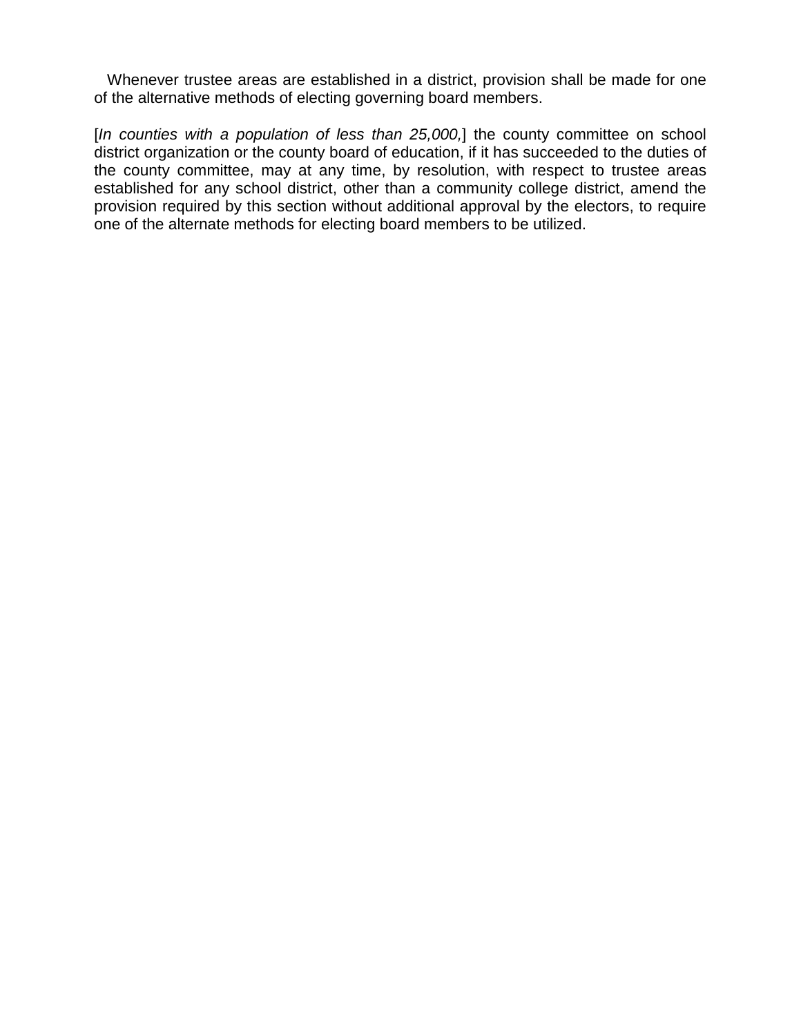Whenever trustee areas are established in a district, provision shall be made for one of the alternative methods of electing governing board members.

[*In counties with a population of less than 25,000,*] the county committee on school district organization or the county board of education, if it has succeeded to the duties of the county committee, may at any time, by resolution, with respect to trustee areas established for any school district, other than a community college district, amend the provision required by this section without additional approval by the electors, to require one of the alternate methods for electing board members to be utilized.